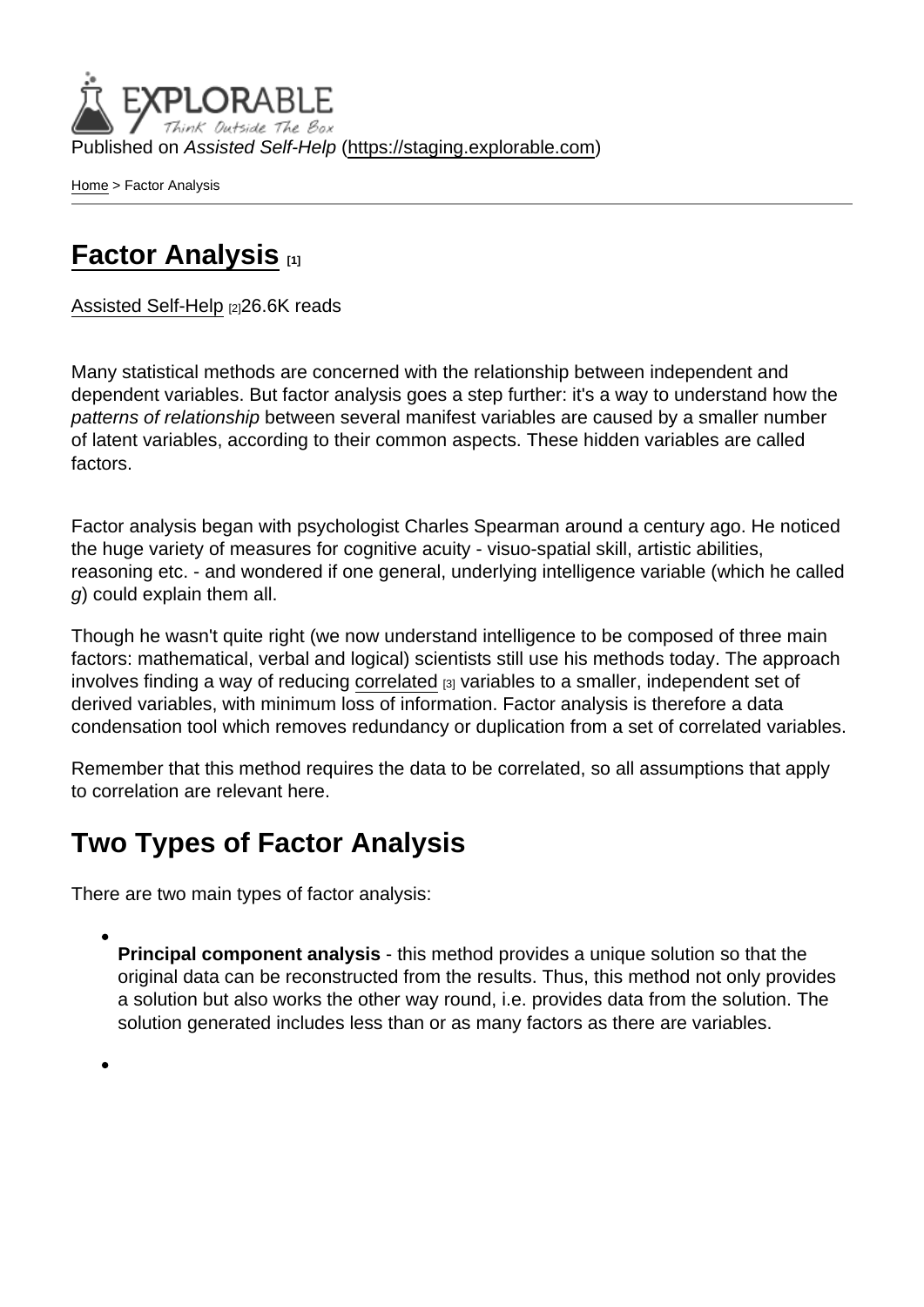Published on *Assisted Self-Help* (https://staging.explorable.com)

Home > Factor Analysis

# Factor Analysis [1]

Assisted Self-Help [2] 26.6K reads

Many statistical methods are concerned with the relationship between independent and dependent variables. But factor analysis goes a step further: it's a way to understand how the *patterns of relationship* between several manifest variables are caused by a smaller number of latent variables, according to their common aspects. These hidden variables are called factors.

Factor analysis began with psychologist Charles Spearman around a century ago. He noticed the huge variety of measures for cognitive acuity - visuo-spatial skill, artistic abilities, reasoning etc. - and wondered if one general, underlying intelligence variable (which he called *g*) could explain them all.

Though he wasn't quite right (we now understand intelligence to be composed of three main factors: mathematical, verbal and logical) scientists still use his methods today. The approach involves finding a way of reducing correlated [3] variables to a smaller, independent set of derived variables, with minimum loss of information. Factor analysis is therefore a data condensation tool which removes redundancy or duplication from a set of correlated variables.

Remember that this method requires the data to be correlated, so all assumptions that apply to correlation are relevant here.

## Two Types of Factor Analysis

There are two main types of factor analysis:

- **Principal component analysis** - this method provides a unique solution so that the original data can be reconstructed from the results. Thus, this method not only provides a solution but also works the other way round, i.e. provides data from the solution. The solution generated includes less than or as many factors as there are variables.
-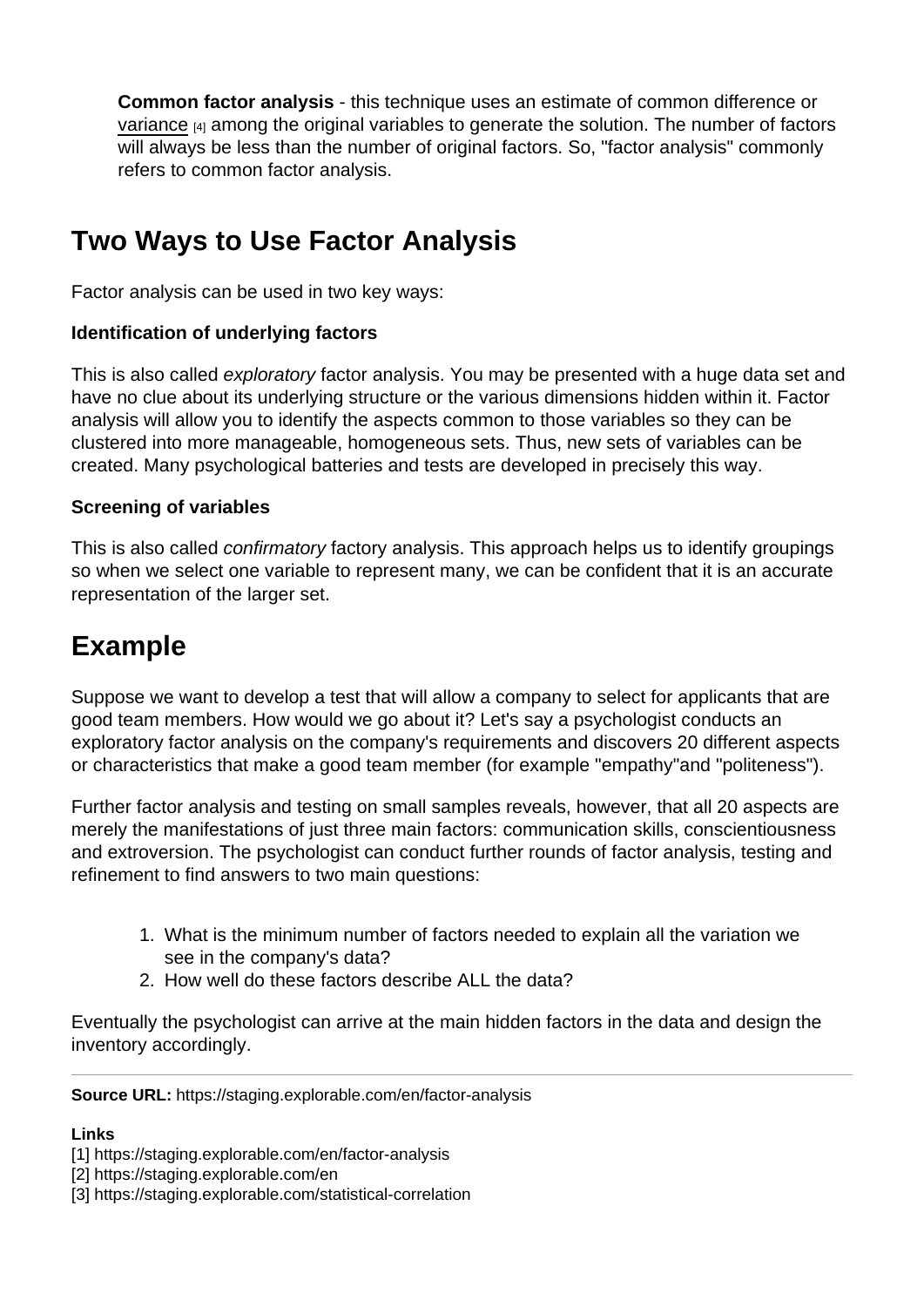**Common factor analysis** - this technique uses an estimate of common difference or variance [4] among the original variables to generate the solution. The number of factors will always be less than the number of original factors. So, "factor analysis" commonly refers to common factor analysis.

## Two Ways to Use Factor Analysis

Factor analysis can be used in two key ways:

**Identification of underlying factors**

This is also called *exploratory* factor analysis. You may be presented with a huge data set and have no clue about its underlying structure or the various dimensions hidden within it. Factor analysis will allow you to identify the aspects common to those variables so they can be clustered into more manageable, homogeneous sets. Thus, new sets of variables can be created. Many psychological batteries and tests are developed in precisely this way.

**Screening of variables**

This is also called *confirmatory* factory analysis. This approach helps us to identify groupings so when we select one variable to represent many, we can be confident that it is an accurate representation of the larger set.

## Example

Suppose we want to develop a test that will allow a company to select for applicants that are good team members. How would we go about it? Let's say a psychologist conducts an exploratory factor analysis on the company's requirements and discovers 20 different aspects or characteristics that make a good team member (for example "empathy"and "politeness").

Further factor analysis and testing on small samples reveals, however, that all 20 aspects are merely the manifestations of just three main factors: communication skills, conscientiousness and extroversion. The psychologist can conduct further rounds of factor analysis, testing and refinement to find answers to two main questions:

1. What is the minimum number of factors needed to explain all the variation we see in the company's data?
2. How well do these factors describe ALL the data?

Eventually the psychologist can arrive at the main hidden factors in the data and design the inventory accordingly.

---

**Source URL:** https://staging.explorable.com/en/factor-analysis

**Links**
[1] https://staging.explorable.com/en/factor-analysis
[2] https://staging.explorable.com/en
[3] https://staging.explorable.com/statistical-correlation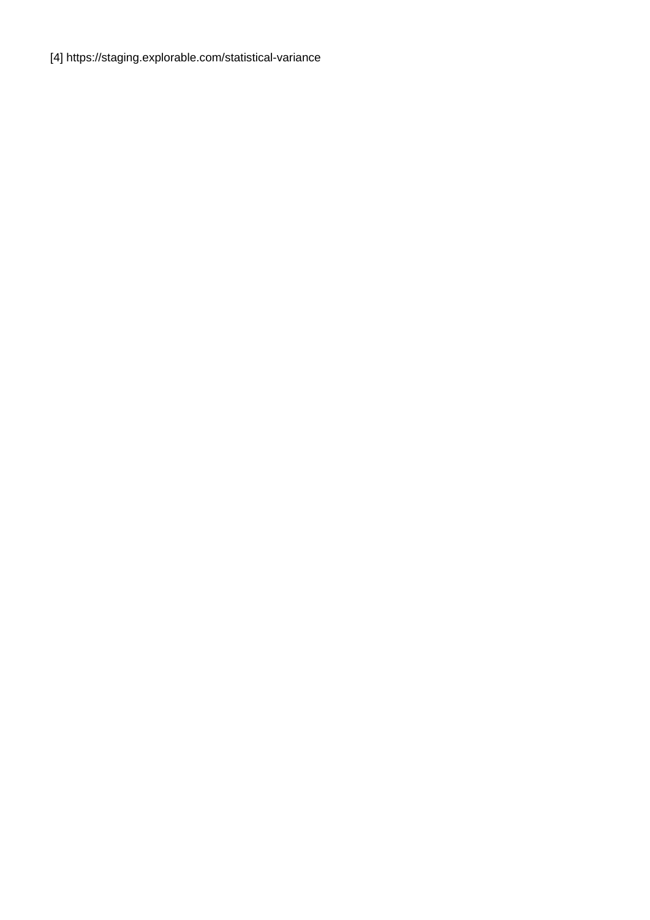[4] https://staging.explorable.com/statistical-variance